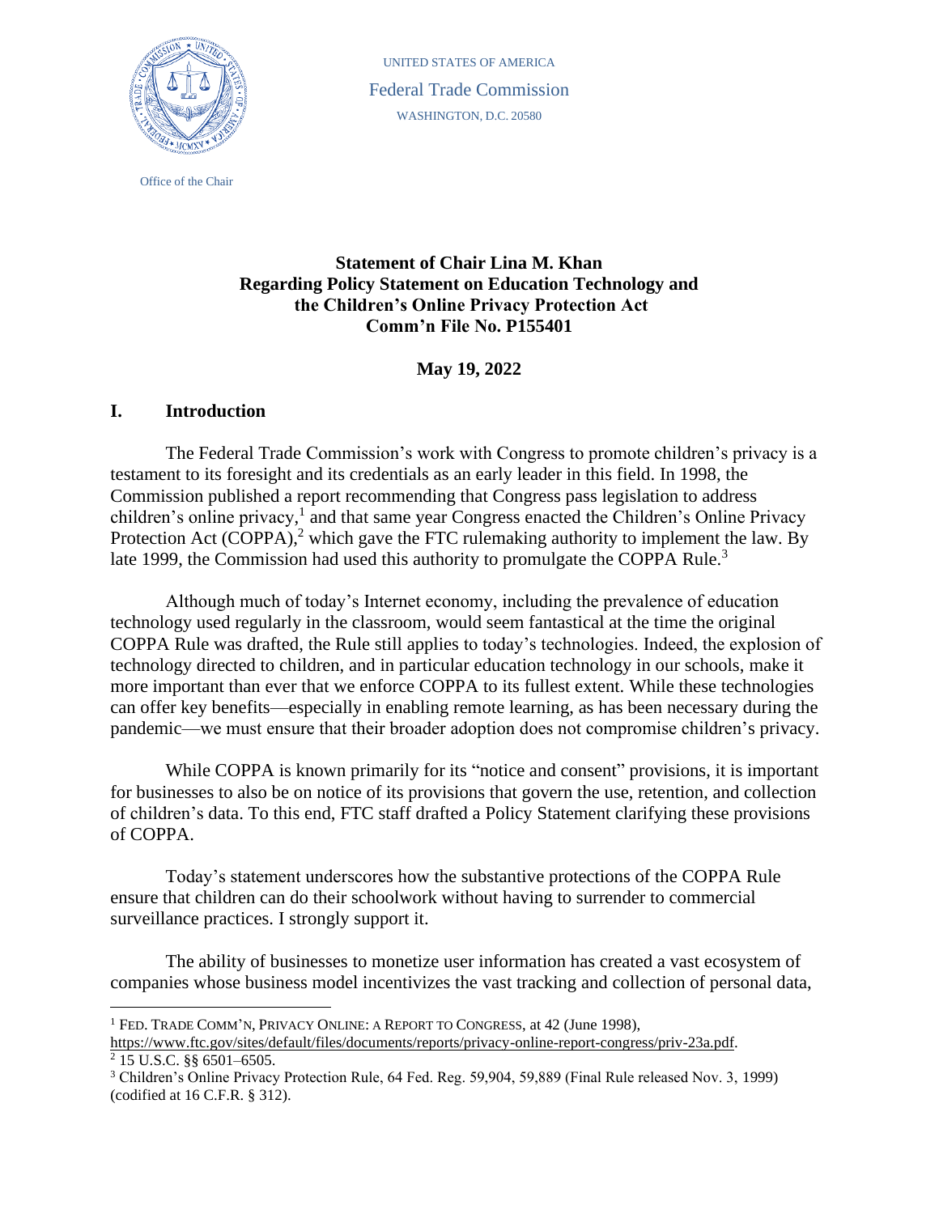UNITED STATES OF AMERICA

Federal Trade Commission

WASHINGTON, D.C. 20580

Office of the Chair

**Statement of Chair Lina M. Khan**
**Regarding Policy Statement on Education Technology and the Children's Online Privacy Protection Act**
**Comm'n File No. P155401**

**May 19, 2022**

## I. Introduction

The Federal Trade Commission's work with Congress to promote children's privacy is a testament to its foresight and its credentials as an early leader in this field. In 1998, the Commission published a report recommending that Congress pass legislation to address children's online privacy,[1] and that same year Congress enacted the Children's Online Privacy Protection Act (COPPA),[2] which gave the FTC rulemaking authority to implement the law. By late 1999, the Commission had used this authority to promulgate the COPPA Rule.[3]

Although much of today's Internet economy, including the prevalence of education technology used regularly in the classroom, would seem fantastical at the time the original COPPA Rule was drafted, the Rule still applies to today's technologies. Indeed, the explosion of technology directed to children, and in particular education technology in our schools, make it more important than ever that we enforce COPPA to its fullest extent. While these technologies can offer key benefits—especially in enabling remote learning, as has been necessary during the pandemic—we must ensure that their broader adoption does not compromise children's privacy.

While COPPA is known primarily for its "notice and consent" provisions, it is important for businesses to also be on notice of its provisions that govern the use, retention, and collection of children's data. To this end, FTC staff drafted a Policy Statement clarifying these provisions of COPPA.

Today's statement underscores how the substantive protections of the COPPA Rule ensure that children can do their schoolwork without having to surrender to commercial surveillance practices. I strongly support it.

The ability of businesses to monetize user information has created a vast ecosystem of companies whose business model incentivizes the vast tracking and collection of personal data,

---

[1] FED. TRADE COMM'N, PRIVACY ONLINE: A REPORT TO CONGRESS, at 42 (June 1998), https://www.ftc.gov/sites/default/files/documents/reports/privacy-online-report-congress/priv-23a.pdf.

[2] 15 U.S.C. §§ 6501–6505.

[3] Children's Online Privacy Protection Rule, 64 Fed. Reg. 59,904, 59,889 (Final Rule released Nov. 3, 1999) (codified at 16 C.F.R. § 312).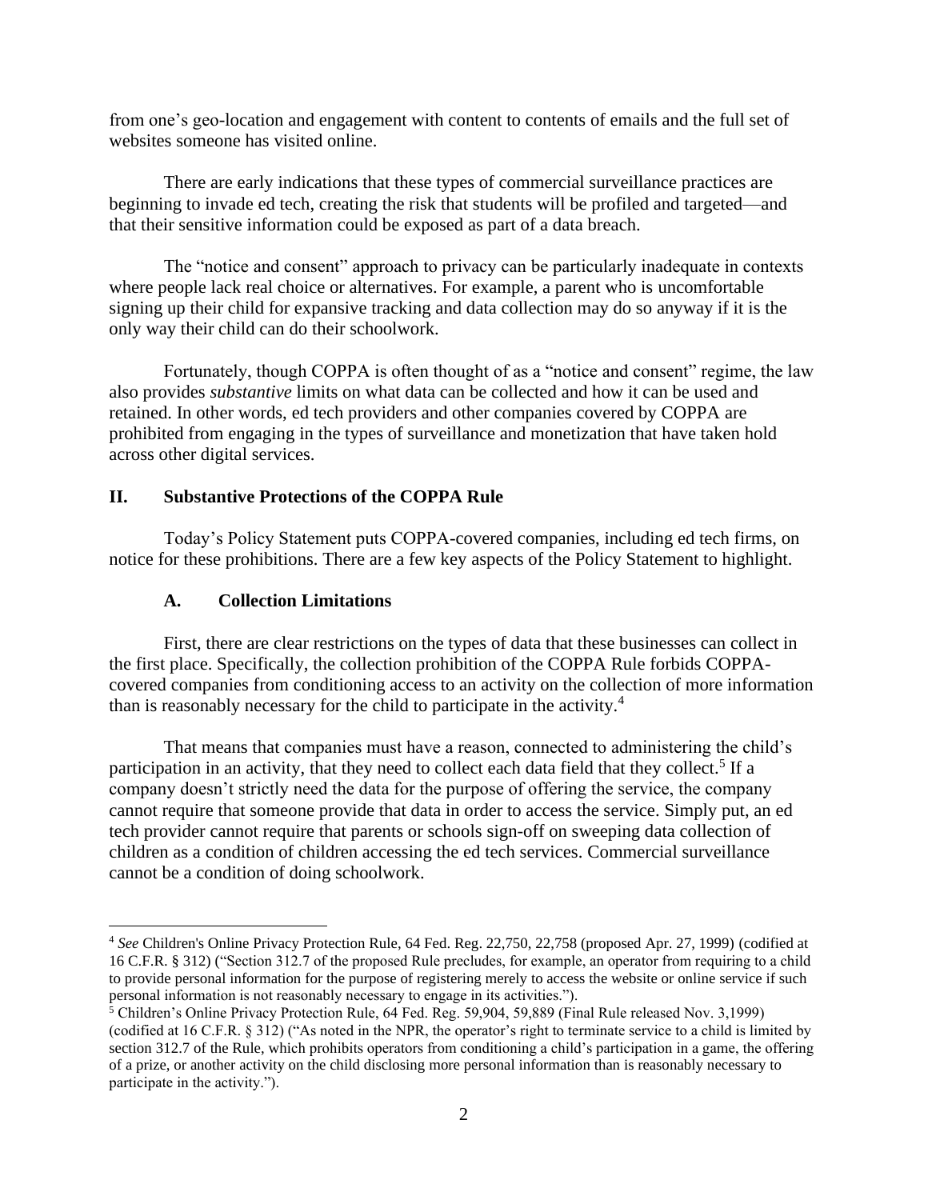from one's geo-location and engagement with content to contents of emails and the full set of websites someone has visited online.

There are early indications that these types of commercial surveillance practices are beginning to invade ed tech, creating the risk that students will be profiled and targeted—and that their sensitive information could be exposed as part of a data breach.

The "notice and consent" approach to privacy can be particularly inadequate in contexts where people lack real choice or alternatives. For example, a parent who is uncomfortable signing up their child for expansive tracking and data collection may do so anyway if it is the only way their child can do their schoolwork.

Fortunately, though COPPA is often thought of as a "notice and consent" regime, the law also provides *substantive* limits on what data can be collected and how it can be used and retained. In other words, ed tech providers and other companies covered by COPPA are prohibited from engaging in the types of surveillance and monetization that have taken hold across other digital services.

## II. Substantive Protections of the COPPA Rule

Today's Policy Statement puts COPPA-covered companies, including ed tech firms, on notice for these prohibitions. There are a few key aspects of the Policy Statement to highlight.

### A. Collection Limitations

First, there are clear restrictions on the types of data that these businesses can collect in the first place. Specifically, the collection prohibition of the COPPA Rule forbids COPPA-covered companies from conditioning access to an activity on the collection of more information than is reasonably necessary for the child to participate in the activity.[4]

That means that companies must have a reason, connected to administering the child's participation in an activity, that they need to collect each data field that they collect.[5] If a company doesn't strictly need the data for the purpose of offering the service, the company cannot require that someone provide that data in order to access the service. Simply put, an ed tech provider cannot require that parents or schools sign-off on sweeping data collection of children as a condition of children accessing the ed tech services. Commercial surveillance cannot be a condition of doing schoolwork.

---

[4] *See* Children's Online Privacy Protection Rule, 64 Fed. Reg. 22,750, 22,758 (proposed Apr. 27, 1999) (codified at 16 C.F.R. § 312) ("Section 312.7 of the proposed Rule precludes, for example, an operator from requiring to a child to provide personal information for the purpose of registering merely to access the website or online service if such personal information is not reasonably necessary to engage in its activities.").

[5] Children's Online Privacy Protection Rule, 64 Fed. Reg. 59,904, 59,889 (Final Rule released Nov. 3,1999) (codified at 16 C.F.R. § 312) ("As noted in the NPR, the operator's right to terminate service to a child is limited by section 312.7 of the Rule, which prohibits operators from conditioning a child's participation in a game, the offering of a prize, or another activity on the child disclosing more personal information than is reasonably necessary to participate in the activity.").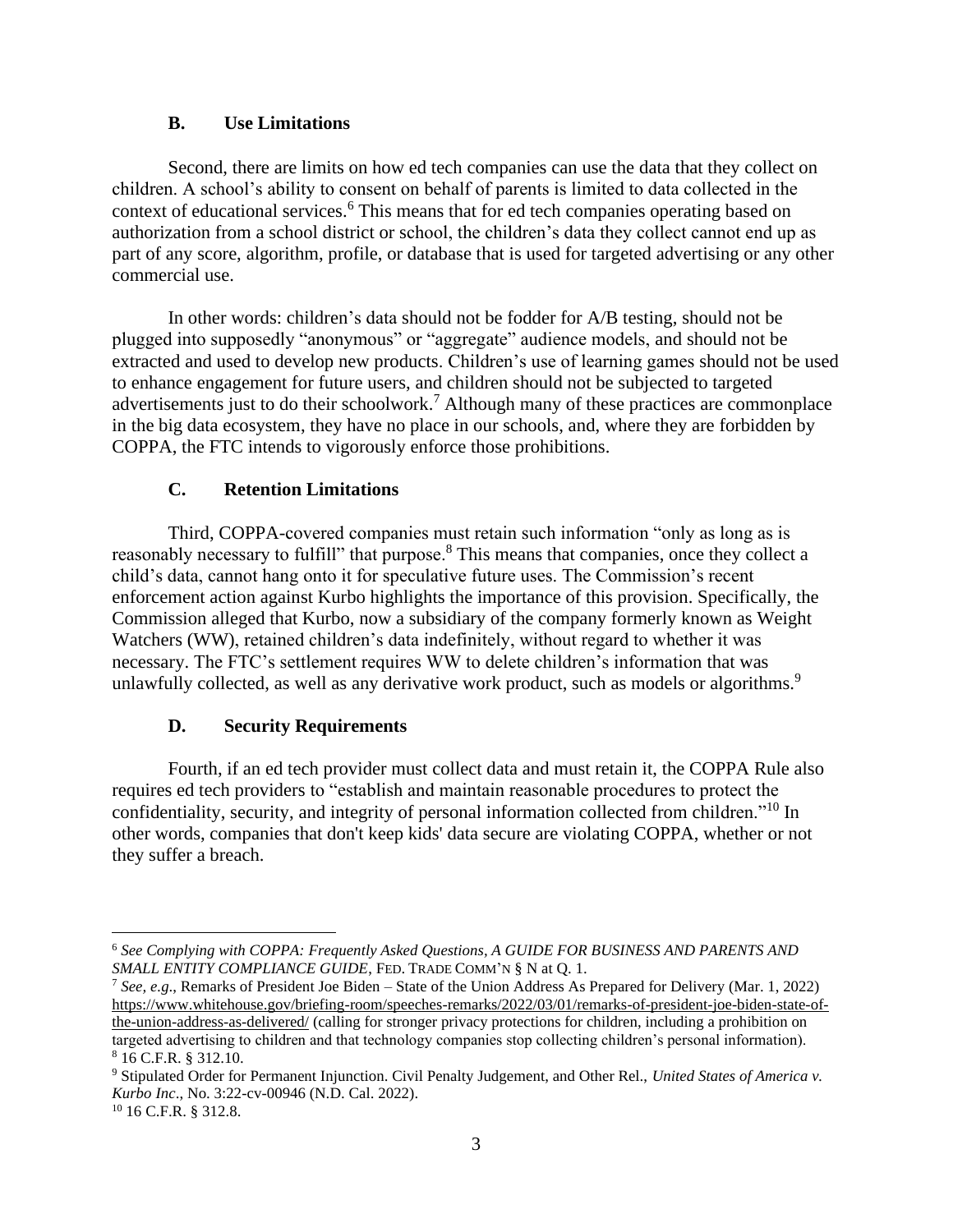## B. Use Limitations

Second, there are limits on how ed tech companies can use the data that they collect on children. A school's ability to consent on behalf of parents is limited to data collected in the context of educational services.[6] This means that for ed tech companies operating based on authorization from a school district or school, the children's data they collect cannot end up as part of any score, algorithm, profile, or database that is used for targeted advertising or any other commercial use.

In other words: children's data should not be fodder for A/B testing, should not be plugged into supposedly "anonymous" or "aggregate" audience models, and should not be extracted and used to develop new products. Children's use of learning games should not be used to enhance engagement for future users, and children should not be subjected to targeted advertisements just to do their schoolwork.[7] Although many of these practices are commonplace in the big data ecosystem, they have no place in our schools, and, where they are forbidden by COPPA, the FTC intends to vigorously enforce those prohibitions.

## C. Retention Limitations

Third, COPPA-covered companies must retain such information "only as long as is reasonably necessary to fulfill" that purpose.[8] This means that companies, once they collect a child's data, cannot hang onto it for speculative future uses. The Commission's recent enforcement action against Kurbo highlights the importance of this provision. Specifically, the Commission alleged that Kurbo, now a subsidiary of the company formerly known as Weight Watchers (WW), retained children's data indefinitely, without regard to whether it was necessary. The FTC's settlement requires WW to delete children's information that was unlawfully collected, as well as any derivative work product, such as models or algorithms.[9]

## D. Security Requirements

Fourth, if an ed tech provider must collect data and must retain it, the COPPA Rule also requires ed tech providers to "establish and maintain reasonable procedures to protect the confidentiality, security, and integrity of personal information collected from children."[10] In other words, companies that don't keep kids' data secure are violating COPPA, whether or not they suffer a breach.

---

[6] *See Complying with COPPA: Frequently Asked Questions*, *A GUIDE FOR BUSINESS AND PARENTS AND SMALL ENTITY COMPLIANCE GUIDE*, FED. TRADE COMM'N § N at Q. 1.

[7] *See, e.g.*, Remarks of President Joe Biden – State of the Union Address As Prepared for Delivery (Mar. 1, 2022) https://www.whitehouse.gov/briefing-room/speeches-remarks/2022/03/01/remarks-of-president-joe-biden-state-of-the-union-address-as-delivered/ (calling for stronger privacy protections for children, including a prohibition on targeted advertising to children and that technology companies stop collecting children's personal information).

[8] 16 C.F.R. § 312.10.

[9] Stipulated Order for Permanent Injunction. Civil Penalty Judgement, and Other Rel., *United States of America v. Kurbo Inc*., No. 3:22-cv-00946 (N.D. Cal. 2022).

[10] 16 C.F.R. § 312.8.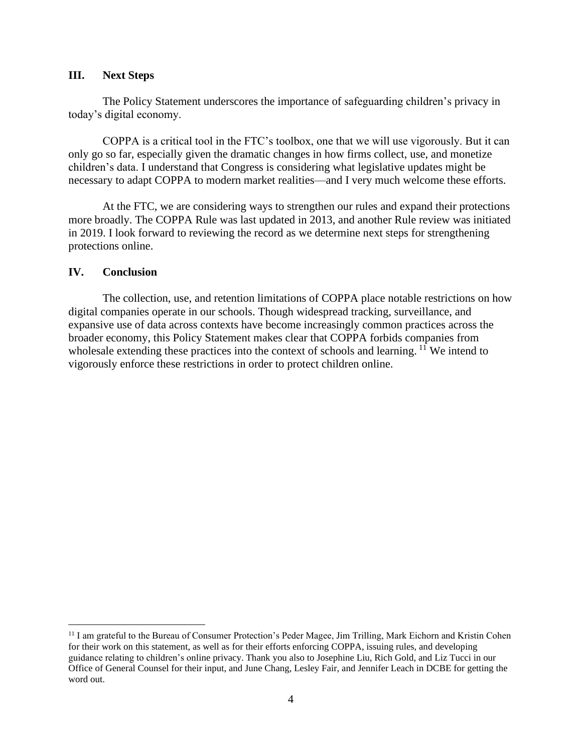## III. Next Steps

The Policy Statement underscores the importance of safeguarding children's privacy in today's digital economy.

COPPA is a critical tool in the FTC's toolbox, one that we will use vigorously. But it can only go so far, especially given the dramatic changes in how firms collect, use, and monetize children's data. I understand that Congress is considering what legislative updates might be necessary to adapt COPPA to modern market realities—and I very much welcome these efforts.

At the FTC, we are considering ways to strengthen our rules and expand their protections more broadly. The COPPA Rule was last updated in 2013, and another Rule review was initiated in 2019. I look forward to reviewing the record as we determine next steps for strengthening protections online.

## IV. Conclusion

The collection, use, and retention limitations of COPPA place notable restrictions on how digital companies operate in our schools. Though widespread tracking, surveillance, and expansive use of data across contexts have become increasingly common practices across the broader economy, this Policy Statement makes clear that COPPA forbids companies from wholesale extending these practices into the context of schools and learning. [11] We intend to vigorously enforce these restrictions in order to protect children online.

---

[11] I am grateful to the Bureau of Consumer Protection's Peder Magee, Jim Trilling, Mark Eichorn and Kristin Cohen for their work on this statement, as well as for their efforts enforcing COPPA, issuing rules, and developing guidance relating to children's online privacy. Thank you also to Josephine Liu, Rich Gold, and Liz Tucci in our Office of General Counsel for their input, and June Chang, Lesley Fair, and Jennifer Leach in DCBE for getting the word out.